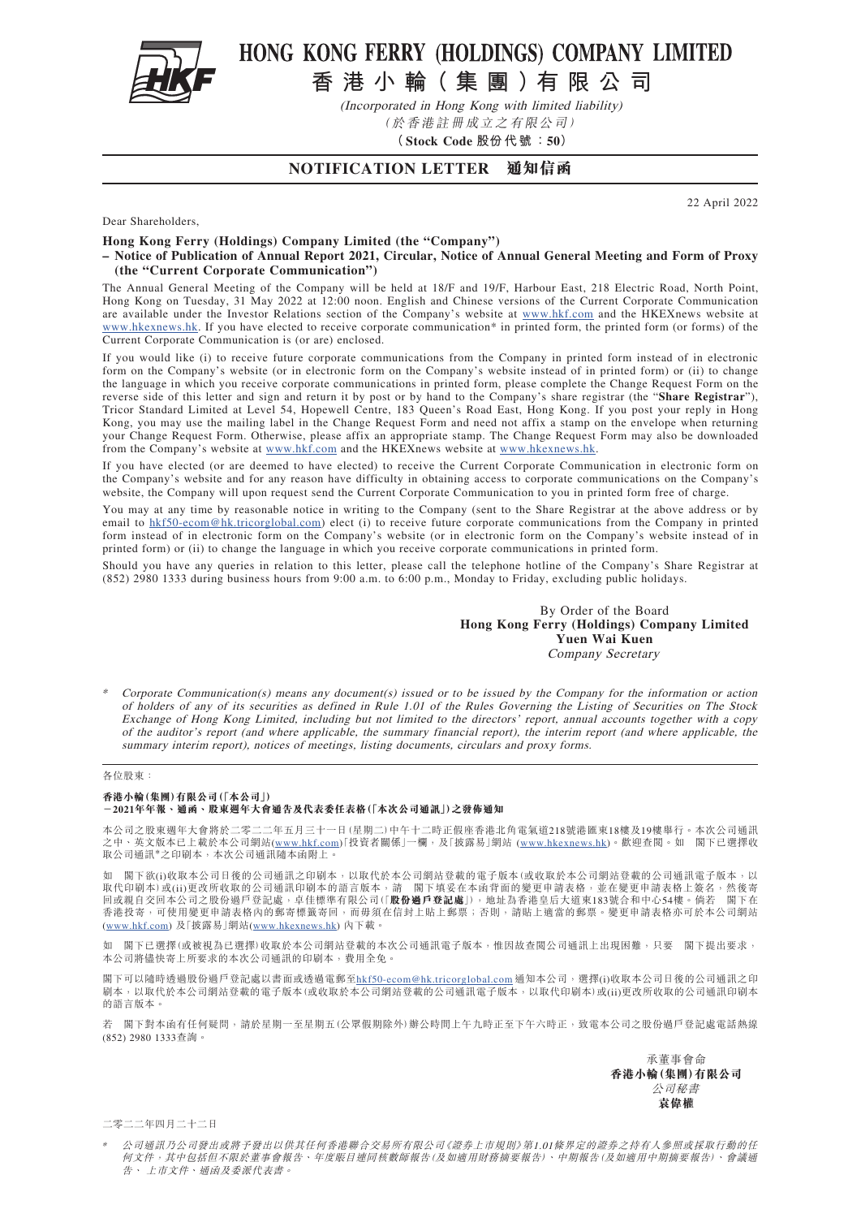# HONG KONG FERRY (HOLDINGS) COMPANY LIMITED

# 香港小輪(集團)有限公司

*(Incorporated in Hong Kong with limited liability)*

*(於香港註冊成立之有限公司)*

**(Stock Code 股份代號:50)**

## NOTIFICATION LETTER 通知信函

22 April 2022

Dear Shareholders,

**Hong Kong Ferry (Holdings) Company Limited (the "Company")**
**– Notice of Publication of Annual Report 2021, Circular, Notice of Annual General Meeting and Form of Proxy (the "Current Corporate Communication")**

The Annual General Meeting of the Company will be held at 18/F and 19/F, Harbour East, 218 Electric Road, North Point, Hong Kong on Tuesday, 31 May 2022 at 12:00 noon. English and Chinese versions of the Current Corporate Communication are available under the Investor Relations section of the Company's website at www.hkf.com and the HKEXnews website at www.hkexnews.hk. If you have elected to receive corporate communication* in printed form, the printed form (or forms) of the Current Corporate Communication is (or are) enclosed.

If you would like (i) to receive future corporate communications from the Company in printed form instead of in electronic form on the Company's website (or in electronic form on the Company's website instead of in printed form) or (ii) to change the language in which you receive corporate communications in printed form, please complete the Change Request Form on the reverse side of this letter and sign and return it by post or by hand to the Company's share registrar (the "**Share Registrar**"), Tricor Standard Limited at Level 54, Hopewell Centre, 183 Queen's Road East, Hong Kong. If you post your reply in Hong Kong, you may use the mailing label in the Change Request Form and need not affix a stamp on the envelope when returning your Change Request Form. Otherwise, please affix an appropriate stamp. The Change Request Form may also be downloaded from the Company's website at www.hkf.com and the HKEXnews website at www.hkexnews.hk.

If you have elected (or are deemed to have elected) to receive the Current Corporate Communication in electronic form on the Company's website and for any reason have difficulty in obtaining access to corporate communications on the Company's website, the Company will upon request send the Current Corporate Communication to you in printed form free of charge.

You may at any time by reasonable notice in writing to the Company (sent to the Share Registrar at the above address or by email to hkf50-ecom@hk.tricorglobal.com) elect (i) to receive future corporate communications from the Company in printed form instead of in electronic form on the Company's website (or in electronic form on the Company's website instead of in printed form) or (ii) to change the language in which you receive corporate communications in printed form.

Should you have any queries in relation to this letter, please call the telephone hotline of the Company's Share Registrar at (852) 2980 1333 during business hours from 9:00 a.m. to 6:00 p.m., Monday to Friday, excluding public holidays.

By Order of the Board
**Hong Kong Ferry (Holdings) Company Limited**
**Yuen Wai Kuen**
*Company Secretary*

\* *Corporate Communication(s) means any document(s) issued or to be issued by the Company for the information or action of holders of any of its securities as defined in Rule 1.01 of the Rules Governing the Listing of Securities on The Stock Exchange of Hong Kong Limited, including but not limited to the directors' report, annual accounts together with a copy of the auditor's report (and where applicable, the summary financial report), the interim report (and where applicable, the summary interim report), notices of meetings, listing documents, circulars and proxy forms.*

---

各位股東:

**香港小輪(集團)有限公司(「本公司」)**
**-2021年年報、通函、股東週年大會通告及代表委任表格(「本次公司通訊」)之發佈通知**

本公司之股東週年大會將於二零二二年五月三十一日(星期二)中午十二時正假座香港北角電氣道218號港匯東18樓及19樓舉行。本次公司通訊之中、英文版本已上載於本公司網站(www.hkf.com)「投資者關係」一欄,及「披露易」網站 (www.hkexnews.hk)。歡迎查閱。如 閣下已選擇收取公司通訊*之印刷本,本次公司通訊隨本函附上。

如 閣下欲(i)收取本公司日後的公司通訊之印刷本,以取代於本公司網站登載的電子版本(或收取於本公司網站登載的公司通訊電子版本,以取代印刷本)或(ii)更改所收取的公司通訊印刷本的語言版本,請 閣下填妥在本函背面的變更申請表格,並在變更申請表格上簽名,然後寄回或親自交回本公司之股份過戶登記處,卓佳標準有限公司(「**股份過戶登記處**」),地址為香港皇后大道東183號合和中心54樓。倘若 閣下在香港投寄,可使用變更申請表格內的郵寄標籤寄回,而毋須在信封上貼上郵票;否則,請貼上適當的郵票。變更申請表格亦可於本公司網站(www.hkf.com) 及「披露易」網站(www.hkexnews.hk) 內下載。

如 閣下已選擇(或被視為已選擇)收取於本公司網站登載的本次公司通訊電子版本,惟因故查閱公司通訊上出現困難,只要 閣下提出要求,本公司將儘快寄上所要求的本次公司通訊的印刷本,費用全免。

閣下可以隨時透過股份過戶登記處以書面或透過電郵至hkf50-ecom@hk.tricorglobal.com通知本公司,選擇(i)收取本公司日後的公司通訊之印刷本,以取代於本公司網站登載的電子版本(或收取於本公司網站登載的公司通訊電子版本,以取代印刷本)或(ii)更改所收取的公司通訊印刷本的語言版本。

若 閣下對本函有任何疑問,請於星期一至星期五(公眾假期除外)辦公時間上午九時正至下午六時正,致電本公司之股份過戶登記處電話熱線(852) 2980 1333查詢。

承董事會命
**香港小輪(集團)有限公司**
*公司秘書*
**袁偉權**

二零二二年四月二十二日

\* *公司通訊乃公司發出或將予發出以供其任何香港聯合交易所有限公司《證券上市規則》第1.01條界定的證券之持有人參照或採取行動的任何文件,其中包括但不限於董事會報告、年度賬目連同核數師報告(及如適用財務摘要報告)、中期報告(及如適用中期摘要報告)、會議通告、上市文件、通函及委派代表書。*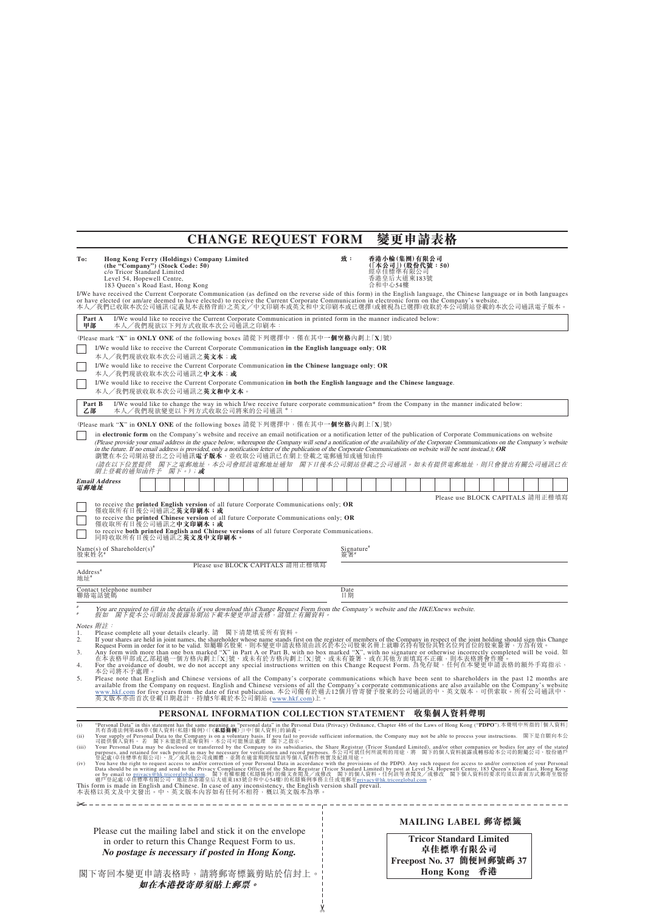# CHANGE REQUEST FORM 變更申請表格

**To:** **Hong Kong Ferry (Holdings) Company Limited (the "Company") (Stock Code: 50)**
c/o Tricor Standard Limited
Level 54, Hopewell Centre,
183 Queen's Road East, Hong Kong

**致：** **香港小輪(集團)有限公司 (「本公司」) (股份代號：50)**
經卓佳標準有限公司
香港皇后大道東183號
合和中心54樓

I/We have received the Current Corporate Communication (as defined on the reverse side of this form) in the English language, the Chinese language or in both languages or have elected (or am/are deemed to have elected) to receive the Current Corporate Communication in electronic form on the Company's website.
本人／我們已收取本次公司通訊(定義見本表格背面)之英文／中文印刷本或英文和中文印刷本或已選擇(或被視為已選擇)收取於本公司網站登載的本次公司通訊電子版本。

**Part A 甲部** I/We would like to receive the Current Corporate Communication in printed form in the manner indicated below:
本人／我們現欲以下列方式收取本次公司通訊之印刷本：

(Please mark "**X**" in **ONLY ONE** of the following boxes 請從下列選擇中，僅在其中**一個**空格內劃上「**X**」號)

☐ I/We would like to receive the Current Corporate Communication **in the English language only**; **OR**
本人／我們現欲收取本次公司通訊之**英文本**；**或**

☐ I/We would like to receive the Current Corporate Communication **in the Chinese language only**; **OR**
本人／我們現欲收取本次公司通訊之**中文本**；**或**

☐ I/We would like to receive the Current Corporate Communication **in both the English language and the Chinese language**.
本人／我們現欲收取本次公司通訊之**英文和中文本**。

**Part B 乙部** I/We would like to change the way in which I/we receive future corporate communication* from the Company in the manner indicated below:
本人／我們現欲變更以下列方式收取公司將來的公司通訊 *：

(Please mark "**X**" in **ONLY ONE** of the following boxes 請從下列選擇中，僅在其中**一個**空格內劃上「**X**」號)

☐ in **electronic form** on the Company's website and receive an email notification or a notification letter of the publication of Corporate Communications on website
*(Please provide your email address in the space below, whereupon the Company will send a notification of the availability of the Corporate Communications on the Company's website in the future. If no email address is provided, only a notification letter of the publication of the Corporate Communications on website will be sent instead.)*; **OR**
瀏覽在本公司網站發出之公司通訊**電子版本**，並收取公司通訊已在網上登載之電郵通知或通知函件
*(請在以下位置提供　閣下之電郵地址，本公司會經該電郵地址通知　閣下日後本公司網站登載之公司通訊。如未有提供電郵地址，則只會發出有關公司通訊已在網上登載的通知函件予　閣下。)*；**或**

***Email Address 電郵地址*** ______________________________

Please use BLOCK CAPITALS 請用正楷填寫

☐ to receive the **printed English version** of all future Corporate Communications only; **OR**
僅收取所有日後公司通訊之**英文印刷本**；**或**

☐ to receive the **printed Chinese version** of all future Corporate Communications only; **OR**
僅收取所有日後公司通訊之**中文印刷本**；**或**

☐ to receive **both printed English and Chinese versions** of all future Corporate Communications.
同時收取所有日後公司通訊之**英文及中文印刷本**。

Name(s) of Shareholder(s)# 股東姓名# ______________________________
Please use BLOCK CAPITALS 請用正楷填寫

Signature# 簽署# ______________________________

Address# 地址# ______________________________

Contact telephone number 聯絡電話號碼 ______________________________

Date 日期 ______________________________

\# *You are required to fill in the details if you download this Change Request Form from the Company's website and the HKEXnews website.*
\# *假如　閣下從本公司網站及披露易網站下載本變更申請表格，請填上有關資料。*

*Notes 附註：*

1. Please complete all your details clearly. 請　閣下清楚填妥所有資料。
2. If your shares are held in joint names, the shareholder whose name stands first on the register of members of the Company in respect of the joint holding should sign this Change Request Form in order for it to be valid. 如屬聯名股東，則本變更申請表格須由該名於本公司股東名冊上就聯名持有股份其姓名位列首位的股東簽署，方為有效。
3. Any form with more than one box marked "X" in Part A or Part B, with no box marked "X", with no signature or otherwise incorrectly completed will be void. 如在本表格甲部或乙部超過一個方格內劃上「X」號、或未有於方格內劃上「X」號、或未有簽署、或在其他方面填寫不正確，則本表格將會作廢。
4. For the avoidance of doubt, we do not accept any special instructions written on this Change Request Form. 為免存疑，任何在本變更申請表格的額外手寫指示，本公司將不予處理。
5. Please note that English and Chinese versions of all the Company's corporate communications which have been sent to shareholders in the past 12 months are available from the Company on request. English and Chinese versions of all the Company's corporate communications are also available on the Company's website www.hkf.com for five years from the date of first publication. 本公司備有於過去12個月曾寄發予股東的公司通訊的中、英文版本，可供索取。所有公司通訊中、英文版本亦由首次登載日期起計，持續5年載於本公司網站 (www.hkf.com)上。

## PERSONAL INFORMATION COLLECTION STATEMENT 收集個人資料聲明

(i) "Personal Data" in this statement has the same meaning as "personal data" in the Personal Data (Privacy) Ordinance, Chapter 486 of the Laws of Hong Kong ("**PDPO**"). 本聲明中所指的「個人資料」具有香港法例第486章《個人資料(私隱)條例》(「《**私隱條例**》」)中「個人資料」的涵義。

(ii) Your supply of Personal Data to the Company is on a voluntary basis. If you fail to provide sufficient information, the Company may not be able to process your instructions. 閣下是自願向本公司提供個人資料。若　閣下未能提供足夠資料，本公司可能無法處理　閣下之指示。

(iii) Your Personal Data may be disclosed or transferred by the Company to its subsidiaries, the Share Registrar (Tricor Standard Limited), and/or other companies or bodies for any of the stated purposes, and retained for such period as may be necessary for verification and record purposes. 本公司可就任何所說明的用途，將　閣下的個人資料披露或轉移給本公司的附屬公司、股份過戶登記處(卓佳標準有限公司)、及／或其他公司或團體，並將在適當期間保留該等個人資料作核實及紀錄用途。

(iv) You have the right to request access to and/or correction of your Personal Data in accordance with the provisions of the PDPO. Any such request for access to and/or correction of your Personal Data should be in writing and send to the Privacy Compliance Officer of the Share Registrar (Tricor Standard Limited) by post at Level 54, Hopewell Centre, 183 Queen's Road East, Hong Kong or by email to privacy@hk.tricorglobal.com. 閣下有權根據《私隱條例》的條文查閱及／或修改　閣下的個人資料。任何該等查閱及／或修改　閣下個人資料的要求均須以書面方式郵寄至股份過戶登記處(卓佳標準有限公司，地址為香港皇后大道東183號合和中心54樓)的私隱條例事務主任或電郵至privacy@hk.tricorglobal.com。

This form is made in English and Chinese. In case of any inconsistency, the English version shall prevail.
本表格以英文及中文發出。中、英文版本內容如有任何不相符，概以英文版本為準。

---

Please cut the mailing label and stick it on the envelope in order to return this Change Request Form to us.
***No postage is necessary if posted in Hong Kong.***

閣下寄回本變更申請表格時，請將郵寄標籤剪貼於信封上。
***如在本港投寄毋須貼上郵票。***

**MAILING LABEL 郵寄標籤**

**Tricor Standard Limited**
**卓佳標準有限公司**
**Freepost No. 37 簡便回郵號碼 37**
**Hong Kong 香港**